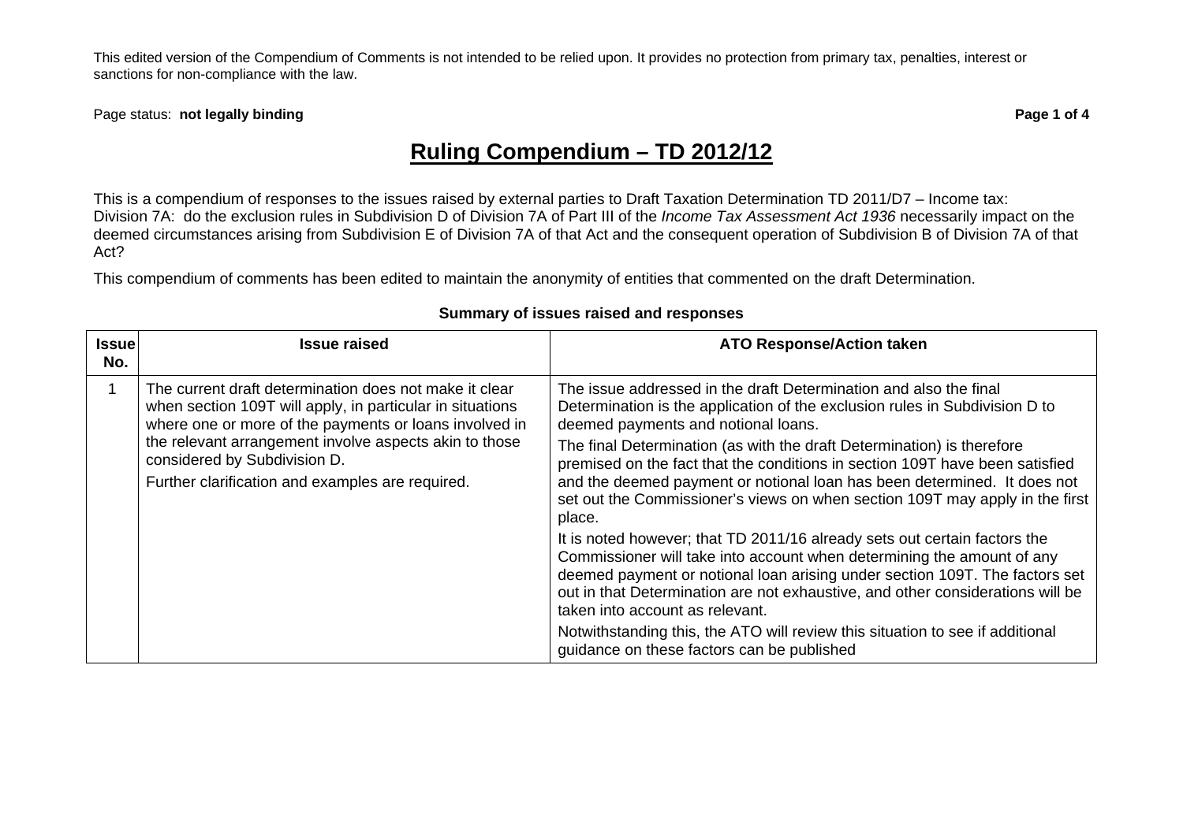This edited version of the Compendium of Comments is not intended to be relied upon. It provides no protection from primary tax, penalties, interest or sanctions for non-compliance with the law.

Page status: **not legally binding**

# Ruling Compendium – TD 2012/12

This is a compendium of responses to the issues raised by external parties to Draft Taxation Determination TD 2011/D7 – Income tax: Division 7A: do the exclusion rules in Subdivision D of Division 7A of Part III of the *Income Tax Assessment Act 1936* necessarily impact on the deemed circumstances arising from Subdivision E of Division 7A of that Act and the consequent operation of Subdivision B of Division 7A of that Act?

This compendium of comments has been edited to maintain the anonymity of entities that commented on the draft Determination.

**Summary of issues raised and responses**

| Issue No. | Issue raised | ATO Response/Action taken |
|---|---|---|
| 1 | The current draft determination does not make it clear when section 109T will apply, in particular in situations where one or more of the payments or loans involved in the relevant arrangement involve aspects akin to those considered by Subdivision D.<br>Further clarification and examples are required. | The issue addressed in the draft Determination and also the final Determination is the application of the exclusion rules in Subdivision D to deemed payments and notional loans.<br>The final Determination (as with the draft Determination) is therefore premised on the fact that the conditions in section 109T have been satisfied and the deemed payment or notional loan has been determined. It does not set out the Commissioner's views on when section 109T may apply in the first place.<br>It is noted however; that TD 2011/16 already sets out certain factors the Commissioner will take into account when determining the amount of any deemed payment or notional loan arising under section 109T. The factors set out in that Determination are not exhaustive, and other considerations will be taken into account as relevant.<br>Notwithstanding this, the ATO will review this situation to see if additional guidance on these factors can be published |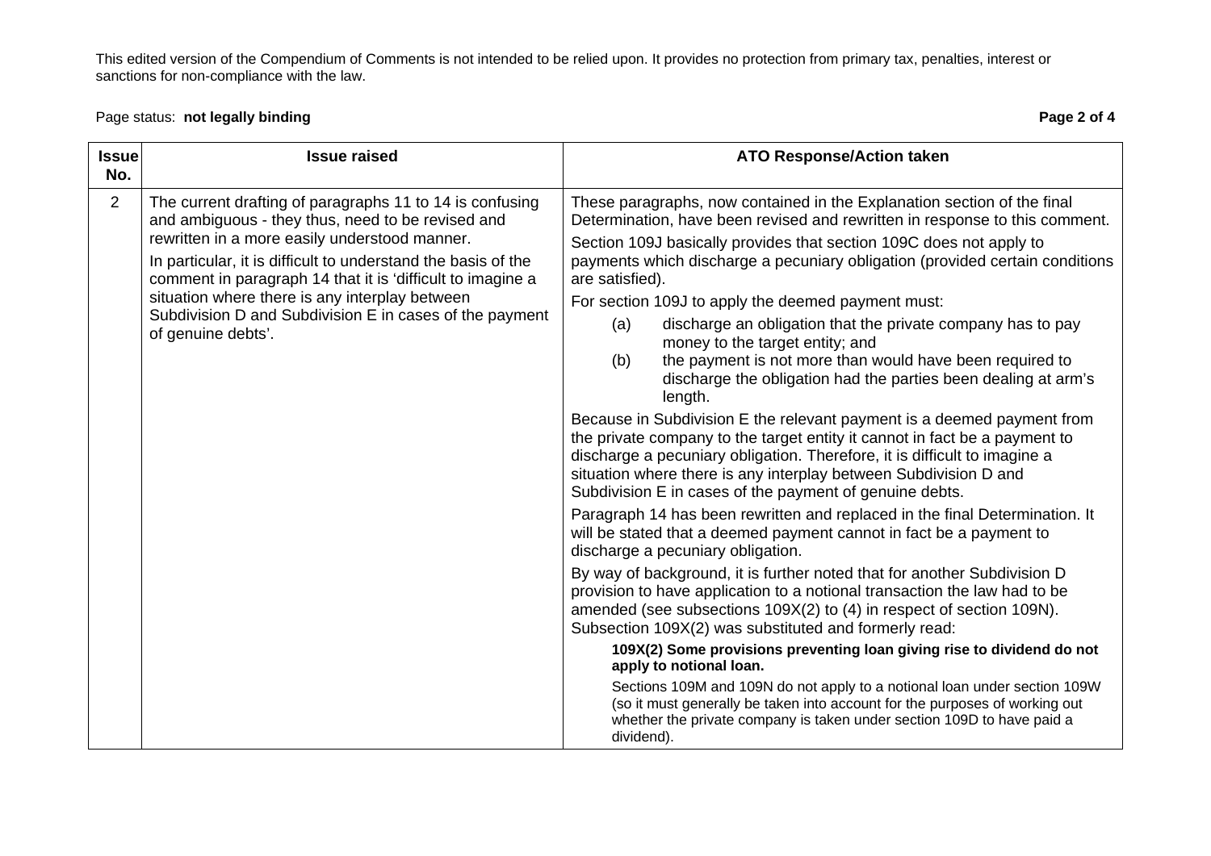This edited version of the Compendium of Comments is not intended to be relied upon. It provides no protection from primary tax, penalties, interest or sanctions for non-compliance with the law.

Page status: **not legally binding**

| Issue No. | Issue raised | ATO Response/Action taken |
|---|---|---|
| 2 | The current drafting of paragraphs 11 to 14 is confusing and ambiguous - they thus, need to be revised and rewritten in a more easily understood manner.<br>In particular, it is difficult to understand the basis of the comment in paragraph 14 that it is 'difficult to imagine a situation where there is any interplay between Subdivision D and Subdivision E in cases of the payment of genuine debts'. | These paragraphs, now contained in the Explanation section of the final Determination, have been revised and rewritten in response to this comment.<br>Section 109J basically provides that section 109C does not apply to payments which discharge a pecuniary obligation (provided certain conditions are satisfied).<br>For section 109J to apply the deemed payment must:<br>(a) discharge an obligation that the private company has to pay money to the target entity; and<br>(b) the payment is not more than would have been required to discharge the obligation had the parties been dealing at arm's length.<br>Because in Subdivision E the relevant payment is a deemed payment from the private company to the target entity it cannot in fact be a payment to discharge a pecuniary obligation. Therefore, it is difficult to imagine a situation where there is any interplay between Subdivision D and Subdivision E in cases of the payment of genuine debts.<br>Paragraph 14 has been rewritten and replaced in the final Determination. It will be stated that a deemed payment cannot in fact be a payment to discharge a pecuniary obligation.<br>By way of background, it is further noted that for another Subdivision D provision to have application to a notional transaction the law had to be amended (see subsections 109X(2) to (4) in respect of section 109N). Subsection 109X(2) was substituted and formerly read:<br>**109X(2) Some provisions preventing loan giving rise to dividend do not apply to notional loan.**<br>Sections 109M and 109N do not apply to a notional loan under section 109W (so it must generally be taken into account for the purposes of working out whether the private company is taken under section 109D to have paid a dividend). |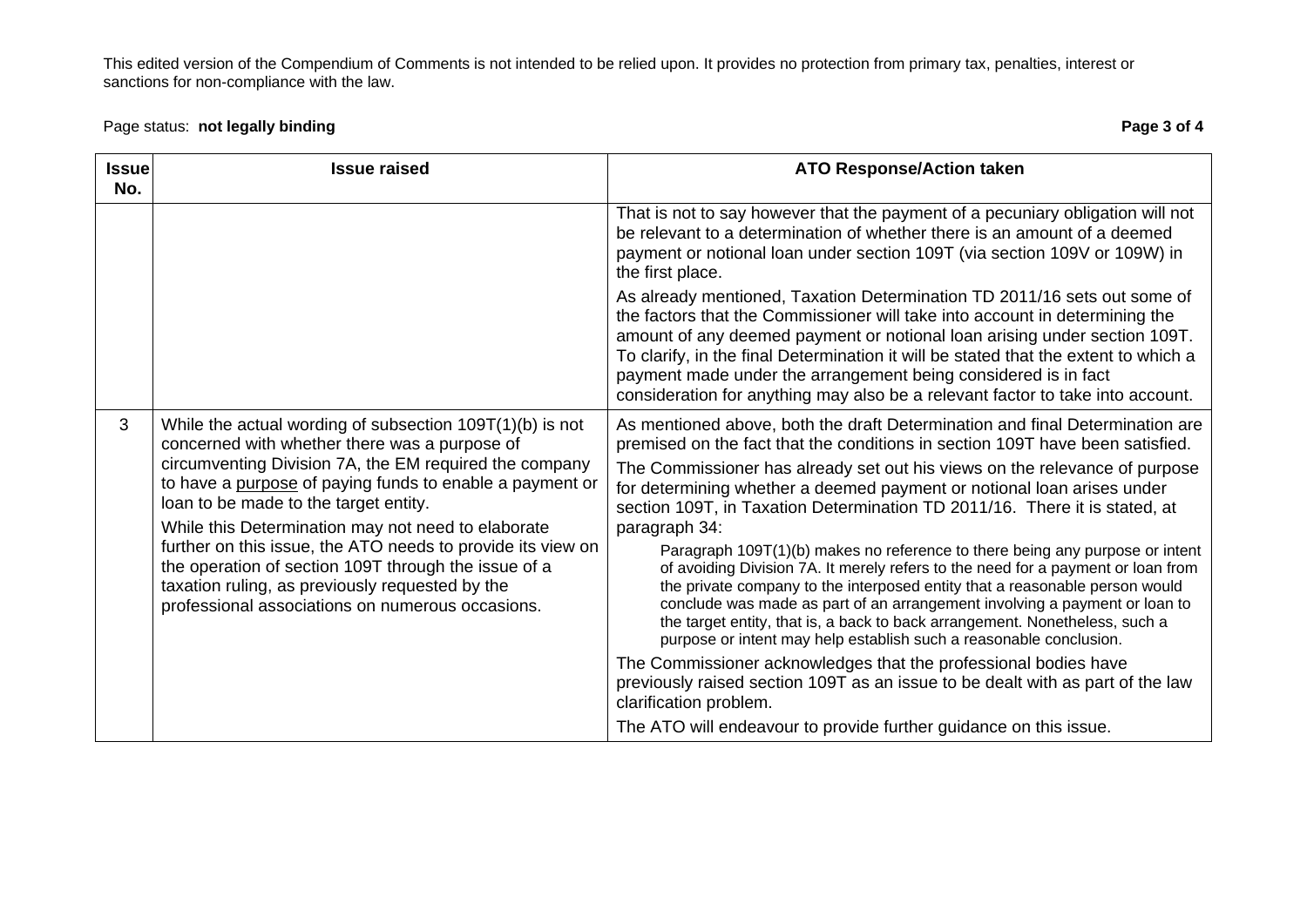This edited version of the Compendium of Comments is not intended to be relied upon. It provides no protection from primary tax, penalties, interest or sanctions for non-compliance with the law.

Page status: **not legally binding**

| Issue No. | Issue raised | ATO Response/Action taken |
|---|---|---|
| | | That is not to say however that the payment of a pecuniary obligation will not be relevant to a determination of whether there is an amount of a deemed payment or notional loan under section 109T (via section 109V or 109W) in the first place.<br><br>As already mentioned, Taxation Determination TD 2011/16 sets out some of the factors that the Commissioner will take into account in determining the amount of any deemed payment or notional loan arising under section 109T. To clarify, in the final Determination it will be stated that the extent to which a payment made under the arrangement being considered is in fact consideration for anything may also be a relevant factor to take into account. |
| 3 | While the actual wording of subsection 109T(1)(b) is not concerned with whether there was a purpose of circumventing Division 7A, the EM required the company to have a <u>purpose</u> of paying funds to enable a payment or loan to be made to the target entity.<br><br>While this Determination may not need to elaborate further on this issue, the ATO needs to provide its view on the operation of section 109T through the issue of a taxation ruling, as previously requested by the professional associations on numerous occasions. | As mentioned above, both the draft Determination and final Determination are premised on the fact that the conditions in section 109T have been satisfied.<br><br>The Commissioner has already set out his views on the relevance of purpose for determining whether a deemed payment or notional loan arises under section 109T, in Taxation Determination TD 2011/16. There it is stated, at paragraph 34:<br><br>> Paragraph 109T(1)(b) makes no reference to there being any purpose or intent of avoiding Division 7A. It merely refers to the need for a payment or loan from the private company to the interposed entity that a reasonable person would conclude was made as part of an arrangement involving a payment or loan to the target entity, that is, a back to back arrangement. Nonetheless, such a purpose or intent may help establish such a reasonable conclusion.<br><br>The Commissioner acknowledges that the professional bodies have previously raised section 109T as an issue to be dealt with as part of the law clarification problem.<br><br>The ATO will endeavour to provide further guidance on this issue. |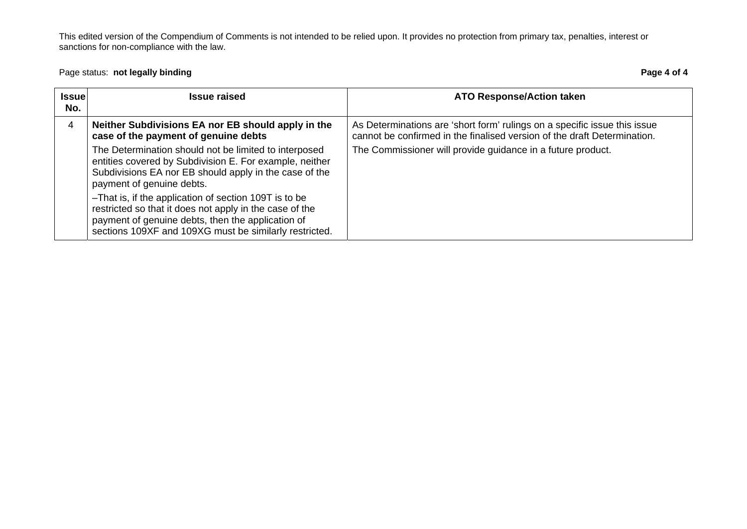This edited version of the Compendium of Comments is not intended to be relied upon. It provides no protection from primary tax, penalties, interest or sanctions for non-compliance with the law.

Page status: **not legally binding**

| Issue No. | Issue raised | ATO Response/Action taken |
|---|---|---|
| 4 | **Neither Subdivisions EA nor EB should apply in the case of the payment of genuine debts**<br><br>The Determination should not be limited to interposed entities covered by Subdivision E. For example, neither Subdivisions EA nor EB should apply in the case of the payment of genuine debts.<br><br>–That is, if the application of section 109T is to be restricted so that it does not apply in the case of the payment of genuine debts, then the application of sections 109XF and 109XG must be similarly restricted. | As Determinations are 'short form' rulings on a specific issue this issue cannot be confirmed in the finalised version of the draft Determination.<br><br>The Commissioner will provide guidance in a future product. |